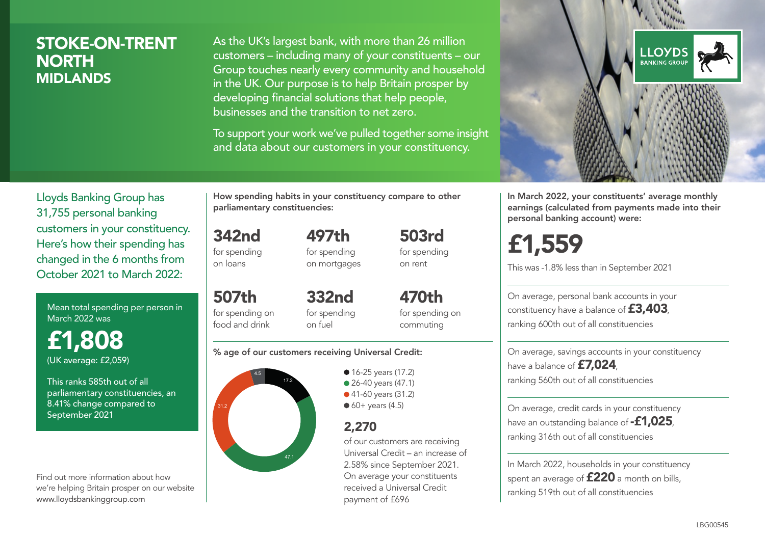# STOKE-ON-TRENT NORTH
## MIDLANDS

As the UK's largest bank, with more than 26 million customers – including many of your constituents – our Group touches nearly every community and household in the UK. Our purpose is to help Britain prosper by developing financial solutions that help people, businesses and the transition to net zero.

To support your work we've pulled together some insight and data about our customers in your constituency.

LLOYDS BANKING GROUP

Lloyds Banking Group has 31,755 personal banking customers in your constituency. Here's how their spending has changed in the 6 months from October 2021 to March 2022:

Mean total spending per person in March 2022 was

**£1,808**
(UK average: £2,059)

This ranks 585th out of all parliamentary constituencies, an 8.41% change compared to September 2021

Find out more information about how we're helping Britain prosper on our website www.lloydsbankinggroup.com

**How spending habits in your constituency compare to other parliamentary constituencies:**

**342nd** for spending on loans

**497th** for spending on mortgages

**503rd** for spending on rent

**507th** for spending on food and drink

**332nd** for spending on fuel

**470th** for spending on commuting

**% age of our customers receiving Universal Credit:**

- 16-25 years (17.2)
- 26-40 years (47.1)
- 41-60 years (31.2)
- 60+ years (4.5)

**2,270**
of our customers are receiving Universal Credit – an increase of 2.58% since September 2021. On average your constituents received a Universal Credit payment of £696

**In March 2022, your constituents' average monthly earnings (calculated from payments made into their personal banking account) were:**

**£1,559**
This was -1.8% less than in September 2021

On average, personal bank accounts in your constituency have a balance of **£3,403**, ranking 600th out of all constituencies

On average, savings accounts in your constituency have a balance of **£7,024**, ranking 560th out of all constituencies

On average, credit cards in your constituency have an outstanding balance of **-£1,025**, ranking 316th out of all constituencies

In March 2022, households in your constituency spent an average of **£220** a month on bills, ranking 519th out of all constituencies

LBG00545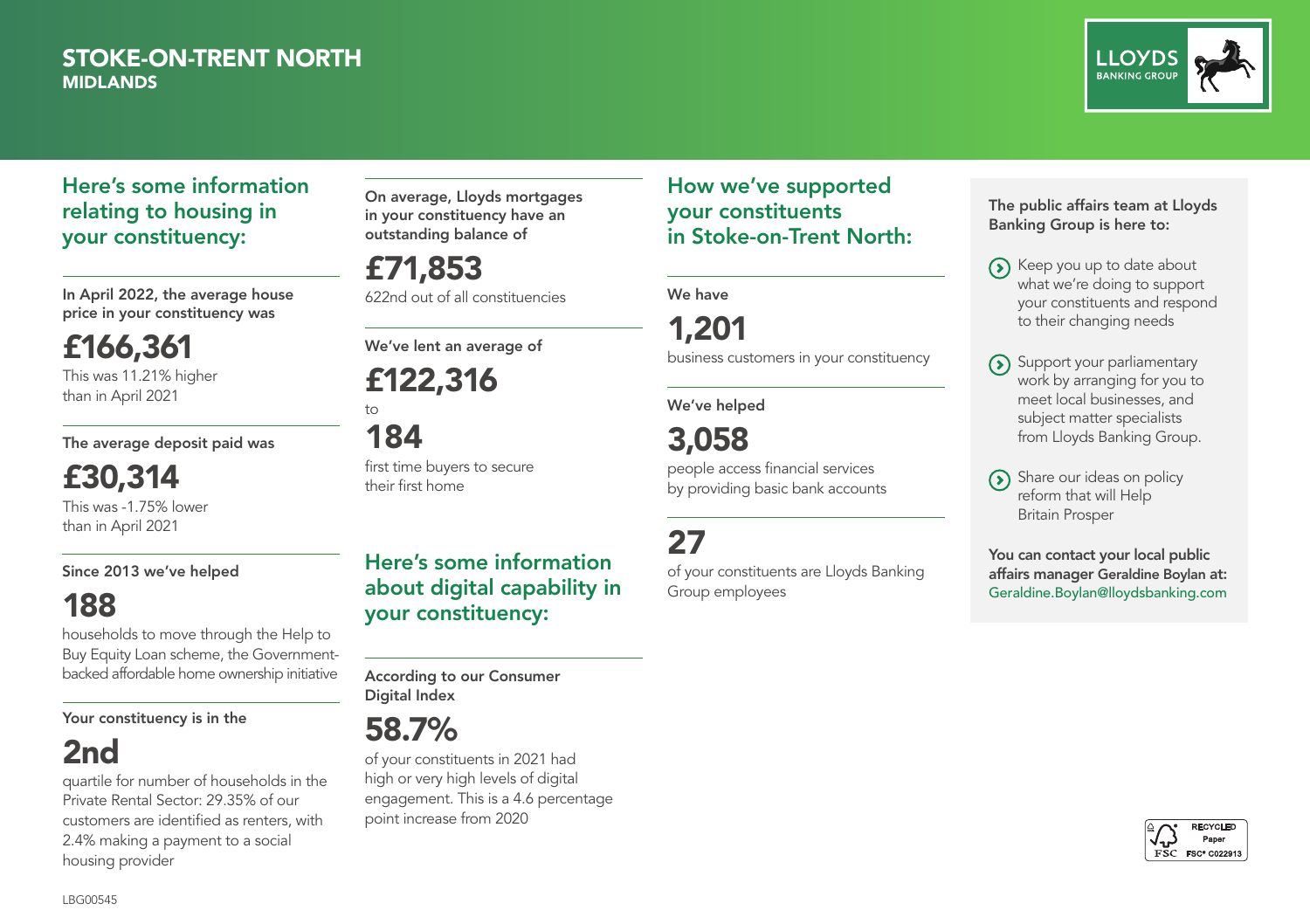# STOKE-ON-TRENT NORTH
## MIDLANDS

## Here's some information relating to housing in your constituency:

In April 2022, the average house price in your constituency was

**£166,361**

This was 11.21% higher than in April 2021

The average deposit paid was

**£30,314**

This was -1.75% lower than in April 2021

Since 2013 we've helped

**188**

households to move through the Help to Buy Equity Loan scheme, the Government-backed affordable home ownership initiative

Your constituency is in the

**2nd**

quartile for number of households in the Private Rental Sector: 29.35% of our customers are identified as renters, with 2.4% making a payment to a social housing provider

On average, Lloyds mortgages in your constituency have an outstanding balance of

**£71,853**

622nd out of all constituencies

We've lent an average of

**£122,316**

to

**184**

first time buyers to secure their first home

## Here's some information about digital capability in your constituency:

According to our Consumer Digital Index

**58.7%**

of your constituents in 2021 had high or very high levels of digital engagement. This is a 4.6 percentage point increase from 2020

## How we've supported your constituents in Stoke-on-Trent North:

We have

**1,201**

business customers in your constituency

We've helped

**3,058**

people access financial services by providing basic bank accounts

**27**

of your constituents are Lloyds Banking Group employees

**The public affairs team at Lloyds Banking Group is here to:**

- Keep you up to date about what we're doing to support your constituents and respond to their changing needs
- Support your parliamentary work by arranging for you to meet local businesses, and subject matter specialists from Lloyds Banking Group.
- Share our ideas on policy reform that will Help Britain Prosper

**You can contact your local public affairs manager Geraldine Boylan at:**
Geraldine.Boylan@lloydsbanking.com

LBG00545